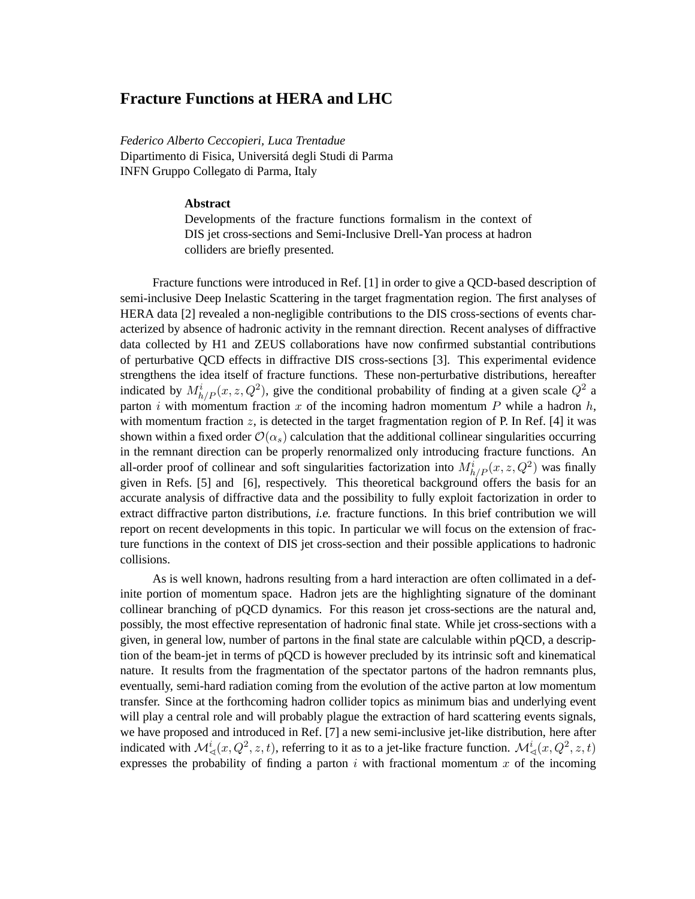# Fracture Functions at HERA and LHC

*Federico Alberto Ceccopieri, Luca Trentadue*
Dipartimento di Fisica, Universitá degli Studi di Parma
INFN Gruppo Collegato di Parma, Italy

### Abstract

Developments of the fracture functions formalism in the context of DIS jet cross-sections and Semi-Inclusive Drell-Yan process at hadron colliders are briefly presented.

Fracture functions were introduced in Ref. [1] in order to give a QCD-based description of semi-inclusive Deep Inelastic Scattering in the target fragmentation region. The first analyses of HERA data [2] revealed a non-negligible contributions to the DIS cross-sections of events characterized by absence of hadronic activity in the remnant direction. Recent analyses of diffractive data collected by H1 and ZEUS collaborations have now confirmed substantial contributions of perturbative QCD effects in diffractive DIS cross-sections [3]. This experimental evidence strengthens the idea itself of fracture functions. These non-perturbative distributions, hereafter indicated by $M^i_{h/P}(x, z, Q^2)$, give the conditional probability of finding at a given scale $Q^2$ a parton $i$ with momentum fraction $x$ of the incoming hadron momentum $P$ while a hadron $h$, with momentum fraction $z$, is detected in the target fragmentation region of P. In Ref. [4] it was shown within a fixed order $\mathcal{O}(\alpha_s)$ calculation that the additional collinear singularities occurring in the remnant direction can be properly renormalized only introducing fracture functions. An all-order proof of collinear and soft singularities factorization into $M^i_{h/P}(x, z, Q^2)$ was finally given in Refs. [5] and [6], respectively. This theoretical background offers the basis for an accurate analysis of diffractive data and the possibility to fully exploit factorization in order to extract diffractive parton distributions, *i.e.* fracture functions. In this brief contribution we will report on recent developments in this topic. In particular we will focus on the extension of fracture functions in the context of DIS jet cross-section and their possible applications to hadronic collisions.

As is well known, hadrons resulting from a hard interaction are often collimated in a definite portion of momentum space. Hadron jets are the highlighting signature of the dominant collinear branching of pQCD dynamics. For this reason jet cross-sections are the natural and, possibly, the most effective representation of hadronic final state. While jet cross-sections with a given, in general low, number of partons in the final state are calculable within pQCD, a description of the beam-jet in terms of pQCD is however precluded by its intrinsic soft and kinematical nature. It results from the fragmentation of the spectator partons of the hadron remnants plus, eventually, semi-hard radiation coming from the evolution of the active parton at low momentum transfer. Since at the forthcoming hadron collider topics as minimum bias and underlying event will play a central role and will probably plague the extraction of hard scattering events signals, we have proposed and introduced in Ref. [7] a new semi-inclusive jet-like distribution, here after indicated with $\mathcal{M}^i_{\triangleleft}(x, Q^2, z, t)$, referring to it as to a jet-like fracture function. $\mathcal{M}^i_{\triangleleft}(x, Q^2, z, t)$ expresses the probability of finding a parton $i$ with fractional momentum $x$ of the incoming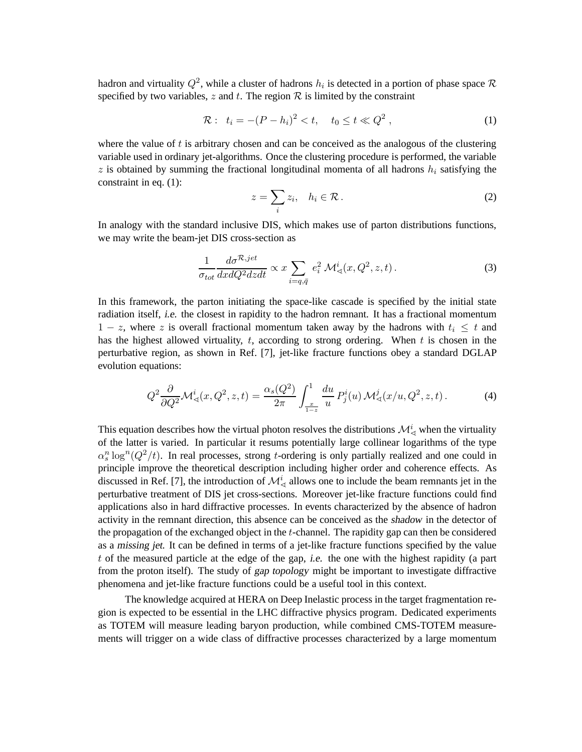hadron and virtuality $Q^2$, while a cluster of hadrons $h_i$ is detected in a portion of phase space $\mathcal{R}$ specified by two variables, $z$ and $t$. The region $\mathcal{R}$ is limited by the constraint

$$\mathcal{R}: \ \ t_i = -(P - h_i)^2 < t, \quad t_0 \leq t \ll Q^2 \,, \tag{1}$$

where the value of $t$ is arbitrary chosen and can be conceived as the analogous of the clustering variable used in ordinary jet-algorithms. Once the clustering procedure is performed, the variable $z$ is obtained by summing the fractional longitudinal momenta of all hadrons $h_i$ satisfying the constraint in eq. (1):

$$z = \sum_i z_i, \quad h_i \in \mathcal{R} \,. \tag{2}$$

In analogy with the standard inclusive DIS, which makes use of parton distributions functions, we may write the beam-jet DIS cross-section as

$$\frac{1}{\sigma_{tot}} \frac{d\sigma^{\mathcal{R},jet}}{dx dQ^2 dz dt} \propto x \sum_{i=q,\bar{q}} e_i^2 \, \mathcal{M}^i_{\triangleleft}(x, Q^2, z, t) \,. \tag{3}$$

In this framework, the parton initiating the space-like cascade is specified by the initial state radiation itself, *i.e.* the closest in rapidity to the hadron remnant. It has a fractional momentum $1 - z$, where $z$ is overall fractional momentum taken away by the hadrons with $t_i \leq t$ and has the highest allowed virtuality, $t$, according to strong ordering. When $t$ is chosen in the perturbative region, as shown in Ref. [7], jet-like fracture functions obey a standard DGLAP evolution equations:

$$Q^2 \frac{\partial}{\partial Q^2} \mathcal{M}^i_{\triangleleft}(x, Q^2, z, t) = \frac{\alpha_s(Q^2)}{2\pi} \int_{\frac{x}{1-z}}^1 \frac{du}{u} \, P^i_j(u) \, \mathcal{M}^j_{\triangleleft}(x/u, Q^2, z, t) \,. \tag{4}$$

This equation describes how the virtual photon resolves the distributions $\mathcal{M}^i_{\triangleleft}$ when the virtuality of the latter is varied. In particular it resums potentially large collinear logarithms of the type $\alpha_s^n \log^n(Q^2/t)$. In real processes, strong $t$-ordering is only partially realized and one could in principle improve the theoretical description including higher order and coherence effects. As discussed in Ref. [7], the introduction of $\mathcal{M}^i_{\triangleleft}$ allows one to include the beam remnants jet in the perturbative treatment of DIS jet cross-sections. Moreover jet-like fracture functions could find applications also in hard diffractive processes. In events characterized by the absence of hadron activity in the remnant direction, this absence can be conceived as the *shadow* in the detector of the propagation of the exchanged object in the $t$-channel. The rapidity gap can then be considered as a *missing jet*. It can be defined in terms of a jet-like fracture functions specified by the value $t$ of the measured particle at the edge of the gap, *i.e.* the one with the highest rapidity (a part from the proton itself). The study of *gap topology* might be important to investigate diffractive phenomena and jet-like fracture functions could be a useful tool in this context.

The knowledge acquired at HERA on Deep Inelastic process in the target fragmentation region is expected to be essential in the LHC diffractive physics program. Dedicated experiments as TOTEM will measure leading baryon production, while combined CMS-TOTEM measurements will trigger on a wide class of diffractive processes characterized by a large momentum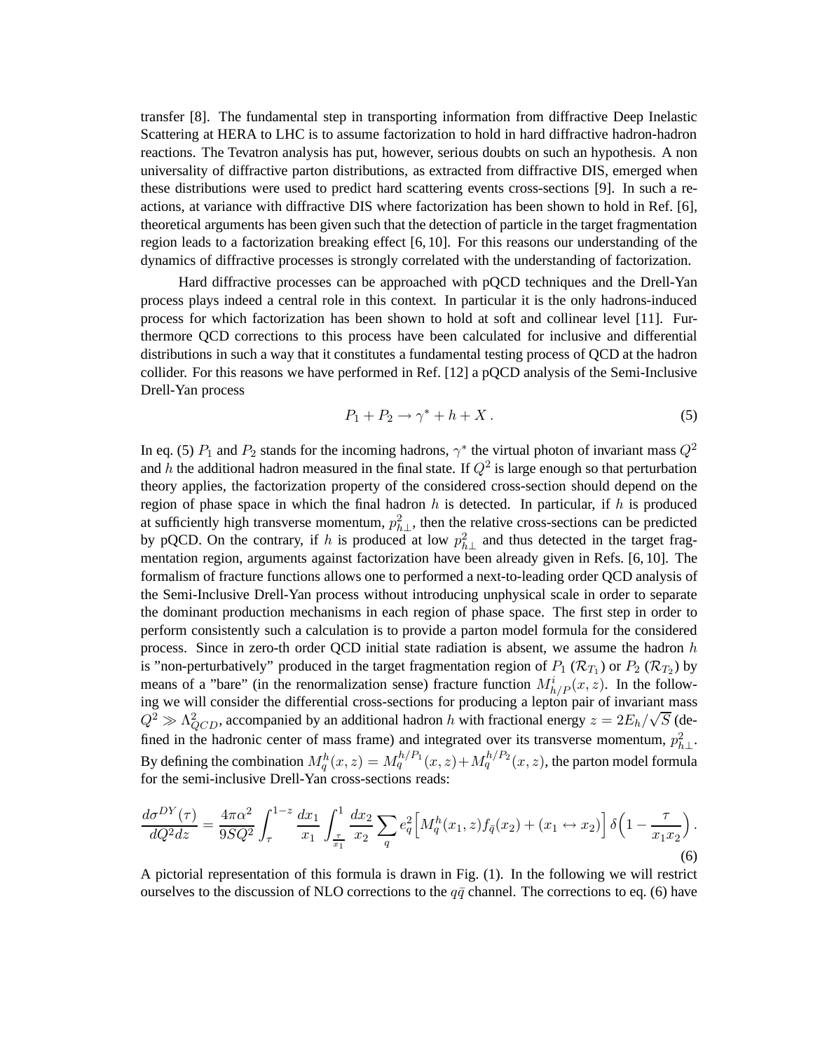transfer [8]. The fundamental step in transporting information from diffractive Deep Inelastic Scattering at HERA to LHC is to assume factorization to hold in hard diffractive hadron-hadron reactions. The Tevatron analysis has put, however, serious doubts on such an hypothesis. A non universality of diffractive parton distributions, as extracted from diffractive DIS, emerged when these distributions were used to predict hard scattering events cross-sections [9]. In such a reactions, at variance with diffractive DIS where factorization has been shown to hold in Ref. [6], theoretical arguments has been given such that the detection of particle in the target fragmentation region leads to a factorization breaking effect [6, 10]. For this reasons our understanding of the dynamics of diffractive processes is strongly correlated with the understanding of factorization.

Hard diffractive processes can be approached with pQCD techniques and the Drell-Yan process plays indeed a central role in this context. In particular it is the only hadrons-induced process for which factorization has been shown to hold at soft and collinear level [11]. Furthermore QCD corrections to this process have been calculated for inclusive and differential distributions in such a way that it constitutes a fundamental testing process of QCD at the hadron collider. For this reasons we have performed in Ref. [12] a pQCD analysis of the Semi-Inclusive Drell-Yan process

$$P_1 + P_2 \to \gamma^* + h + X \, . \tag{5}$$

In eq. (5) $P_1$ and $P_2$ stands for the incoming hadrons, $\gamma^*$ the virtual photon of invariant mass $Q^2$ and $h$ the additional hadron measured in the final state. If $Q^2$ is large enough so that perturbation theory applies, the factorization property of the considered cross-section should depend on the region of phase space in which the final hadron $h$ is detected. In particular, if $h$ is produced at sufficiently high transverse momentum, $p_{h\perp}^2$, then the relative cross-sections can be predicted by pQCD. On the contrary, if $h$ is produced at low $p_{h\perp}^2$ and thus detected in the target fragmentation region, arguments against factorization have been already given in Refs. [6, 10]. The formalism of fracture functions allows one to performed a next-to-leading order QCD analysis of the Semi-Inclusive Drell-Yan process without introducing unphysical scale in order to separate the dominant production mechanisms in each region of phase space. The first step in order to perform consistently such a calculation is to provide a parton model formula for the considered process. Since in zero-th order QCD initial state radiation is absent, we assume the hadron $h$ is "non-perturbatively" produced in the target fragmentation region of $P_1$ ($\mathcal{R}_{T_1}$) or $P_2$ ($\mathcal{R}_{T_2}$) by means of a "bare" (in the renormalization sense) fracture function $M^i_{h/P}(x, z)$. In the following we will consider the differential cross-sections for producing a lepton pair of invariant mass $Q^2 \gg \Lambda^2_{QCD}$, accompanied by an additional hadron $h$ with fractional energy $z = 2E_h/\sqrt{S}$ (defined in the hadronic center of mass frame) and integrated over its transverse momentum, $p_{h\perp}^2$. By defining the combination $M^h_q(x, z) = M^{h/P_1}_q(x, z) + M^{h/P_2}_q(x, z)$, the parton model formula for the semi-inclusive Drell-Yan cross-sections reads:

$$\frac{d\sigma^{DY}(\tau)}{dQ^2 dz} = \frac{4\pi\alpha^2}{9SQ^2} \int_\tau^{1-z} \frac{dx_1}{x_1} \int_{\frac{\tau}{x_1}}^1 \frac{dx_2}{x_2} \sum_q e_q^2 \Big[ M^h_q(x_1, z) f_{\bar{q}}(x_2) + (x_1 \leftrightarrow x_2) \Big] \, \delta\Big(1 - \frac{\tau}{x_1 x_2}\Big) \, . \tag{6}$$

A pictorial representation of this formula is drawn in Fig. (1). In the following we will restrict ourselves to the discussion of NLO corrections to the $q\bar{q}$ channel. The corrections to eq. (6) have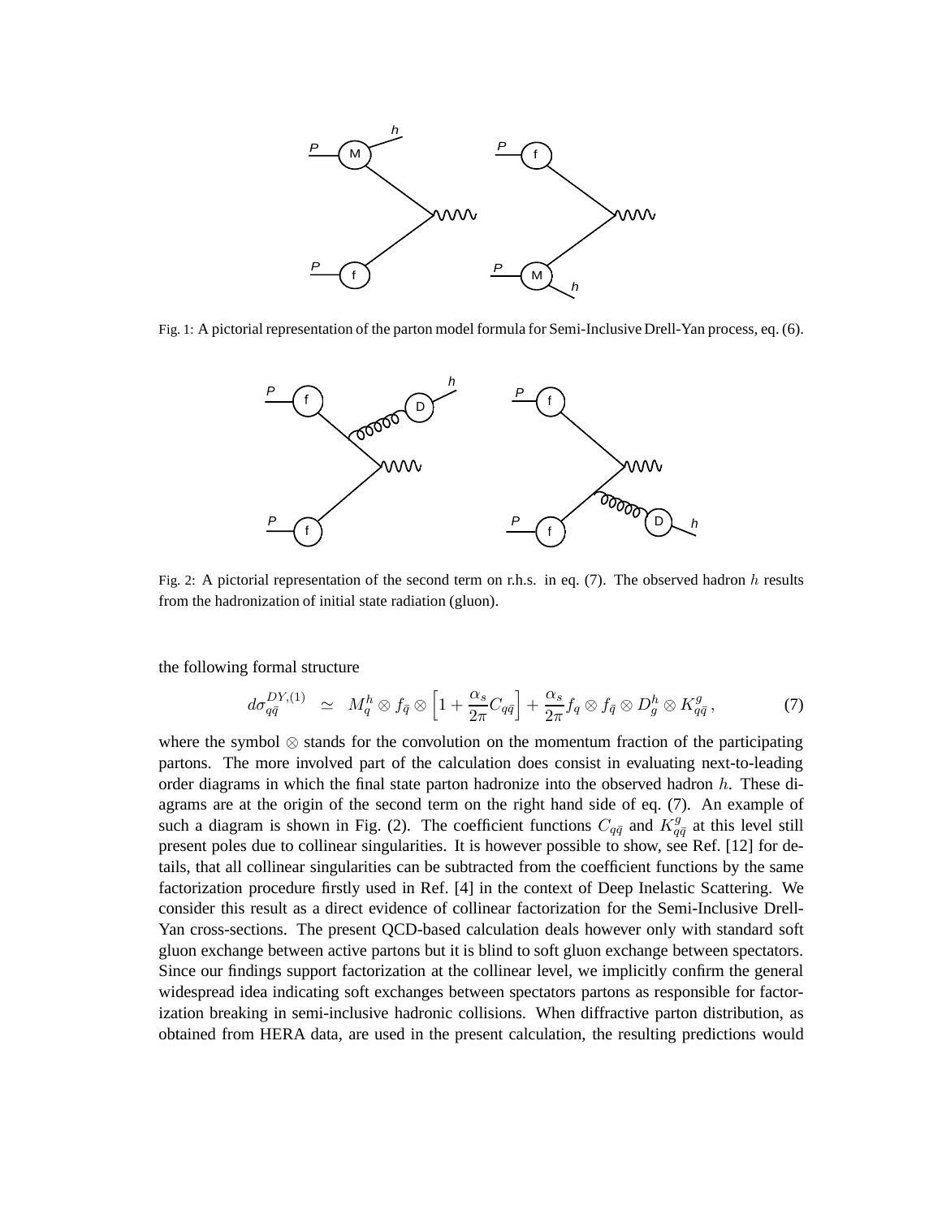Fig. 1: A pictorial representation of the parton model formula for Semi-Inclusive Drell-Yan process, eq. (6).

Fig. 2: A pictorial representation of the second term on r.h.s. in eq. (7). The observed hadron $h$ results from the hadronization of initial state radiation (gluon).

the following formal structure

$$d\sigma_{q\bar{q}}^{DY,(1)} \simeq M_q^h \otimes f_{\bar{q}} \otimes \left[1 + \frac{\alpha_s}{2\pi} C_{q\bar{q}}\right] + \frac{\alpha_s}{2\pi} f_q \otimes f_{\bar{q}} \otimes D_g^h \otimes K_{q\bar{q}}^g \,, \tag{7}$$

where the symbol $\otimes$ stands for the convolution on the momentum fraction of the participating partons. The more involved part of the calculation does consist in evaluating next-to-leading order diagrams in which the final state parton hadronize into the observed hadron $h$. These diagrams are at the origin of the second term on the right hand side of eq. (7). An example of such a diagram is shown in Fig. (2). The coefficient functions $C_{q\bar{q}}$ and $K_{q\bar{q}}^g$ at this level still present poles due to collinear singularities. It is however possible to show, see Ref. [12] for details, that all collinear singularities can be subtracted from the coefficient functions by the same factorization procedure firstly used in Ref. [4] in the context of Deep Inelastic Scattering. We consider this result as a direct evidence of collinear factorization for the Semi-Inclusive Drell-Yan cross-sections. The present QCD-based calculation deals however only with standard soft gluon exchange between active partons but it is blind to soft gluon exchange between spectators. Since our findings support factorization at the collinear level, we implicitly confirm the general widespread idea indicating soft exchanges between spectators partons as responsible for factorization breaking in semi-inclusive hadronic collisions. When diffractive parton distribution, as obtained from HERA data, are used in the present calculation, the resulting predictions would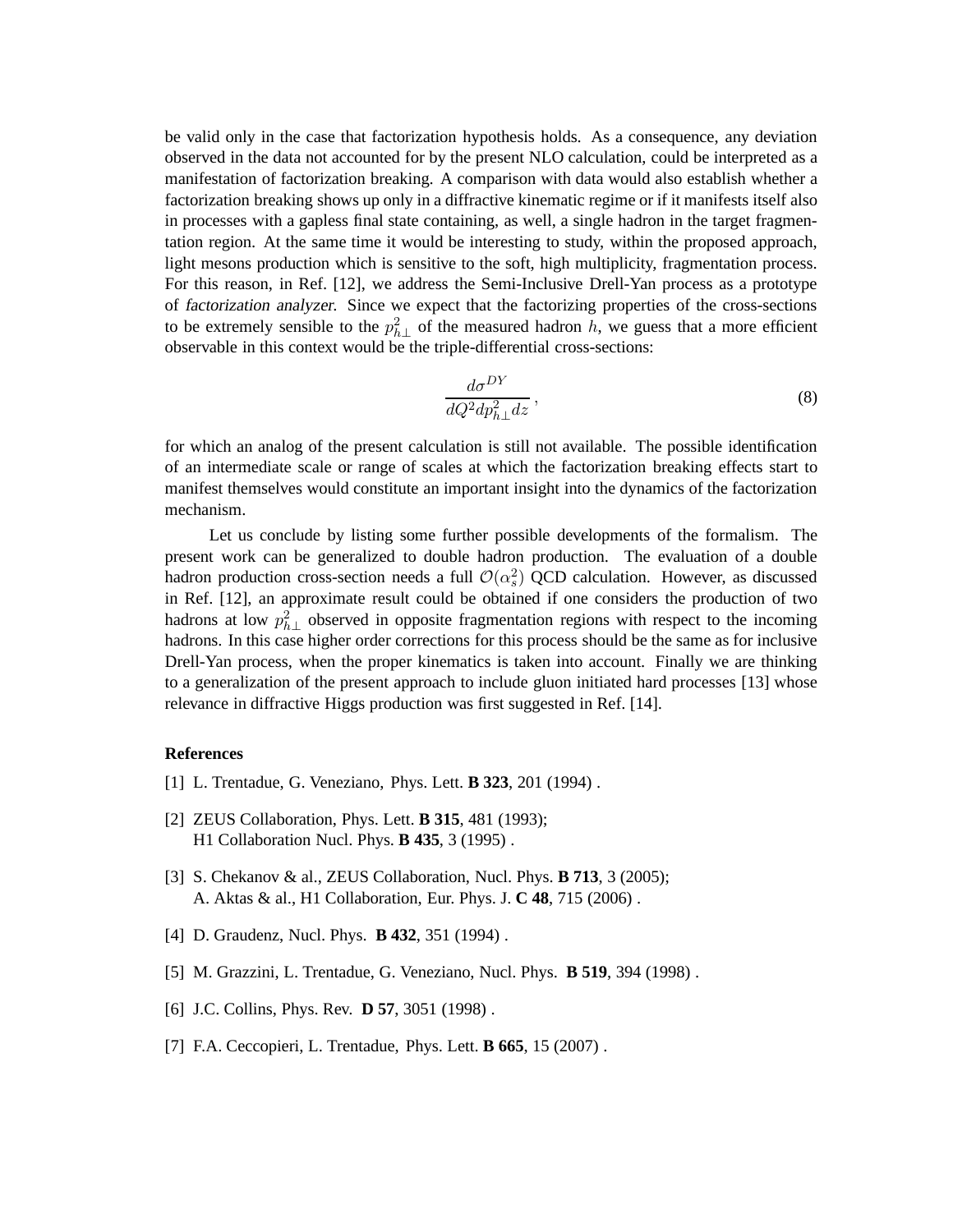be valid only in the case that factorization hypothesis holds. As a consequence, any deviation observed in the data not accounted for by the present NLO calculation, could be interpreted as a manifestation of factorization breaking. A comparison with data would also establish whether a factorization breaking shows up only in a diffractive kinematic regime or if it manifests itself also in processes with a gapless final state containing, as well, a single hadron in the target fragmentation region. At the same time it would be interesting to study, within the proposed approach, light mesons production which is sensitive to the soft, high multiplicity, fragmentation process. For this reason, in Ref. [12], we address the Semi-Inclusive Drell-Yan process as a prototype of *factorization analyzer*. Since we expect that the factorizing properties of the cross-sections to be extremely sensible to the $p_{h\perp}^2$ of the measured hadron $h$, we guess that a more efficient observable in this context would be the triple-differential cross-sections:

$$\frac{d\sigma^{DY}}{dQ^2 dp_{h\perp}^2 dz}\,, \tag{8}$$

for which an analog of the present calculation is still not available. The possible identification of an intermediate scale or range of scales at which the factorization breaking effects start to manifest themselves would constitute an important insight into the dynamics of the factorization mechanism.

Let us conclude by listing some further possible developments of the formalism. The present work can be generalized to double hadron production. The evaluation of a double hadron production cross-section needs a full $\mathcal{O}(\alpha_s^2)$ QCD calculation. However, as discussed in Ref. [12], an approximate result could be obtained if one considers the production of two hadrons at low $p_{h\perp}^2$ observed in opposite fragmentation regions with respect to the incoming hadrons. In this case higher order corrections for this process should be the same as for inclusive Drell-Yan process, when the proper kinematics is taken into account. Finally we are thinking to a generalization of the present approach to include gluon initiated hard processes [13] whose relevance in diffractive Higgs production was first suggested in Ref. [14].

**References**

[1] L. Trentadue, G. Veneziano, Phys. Lett. **B 323**, 201 (1994) .

[2] ZEUS Collaboration, Phys. Lett. **B 315**, 481 (1993);
H1 Collaboration Nucl. Phys. **B 435**, 3 (1995) .

[3] S. Chekanov & al., ZEUS Collaboration, Nucl. Phys. **B 713**, 3 (2005);
A. Aktas & al., H1 Collaboration, Eur. Phys. J. **C 48**, 715 (2006) .

[4] D. Graudenz, Nucl. Phys. **B 432**, 351 (1994) .

[5] M. Grazzini, L. Trentadue, G. Veneziano, Nucl. Phys. **B 519**, 394 (1998) .

[6] J.C. Collins, Phys. Rev. **D 57**, 3051 (1998) .

[7] F.A. Ceccopieri, L. Trentadue, Phys. Lett. **B 665**, 15 (2007) .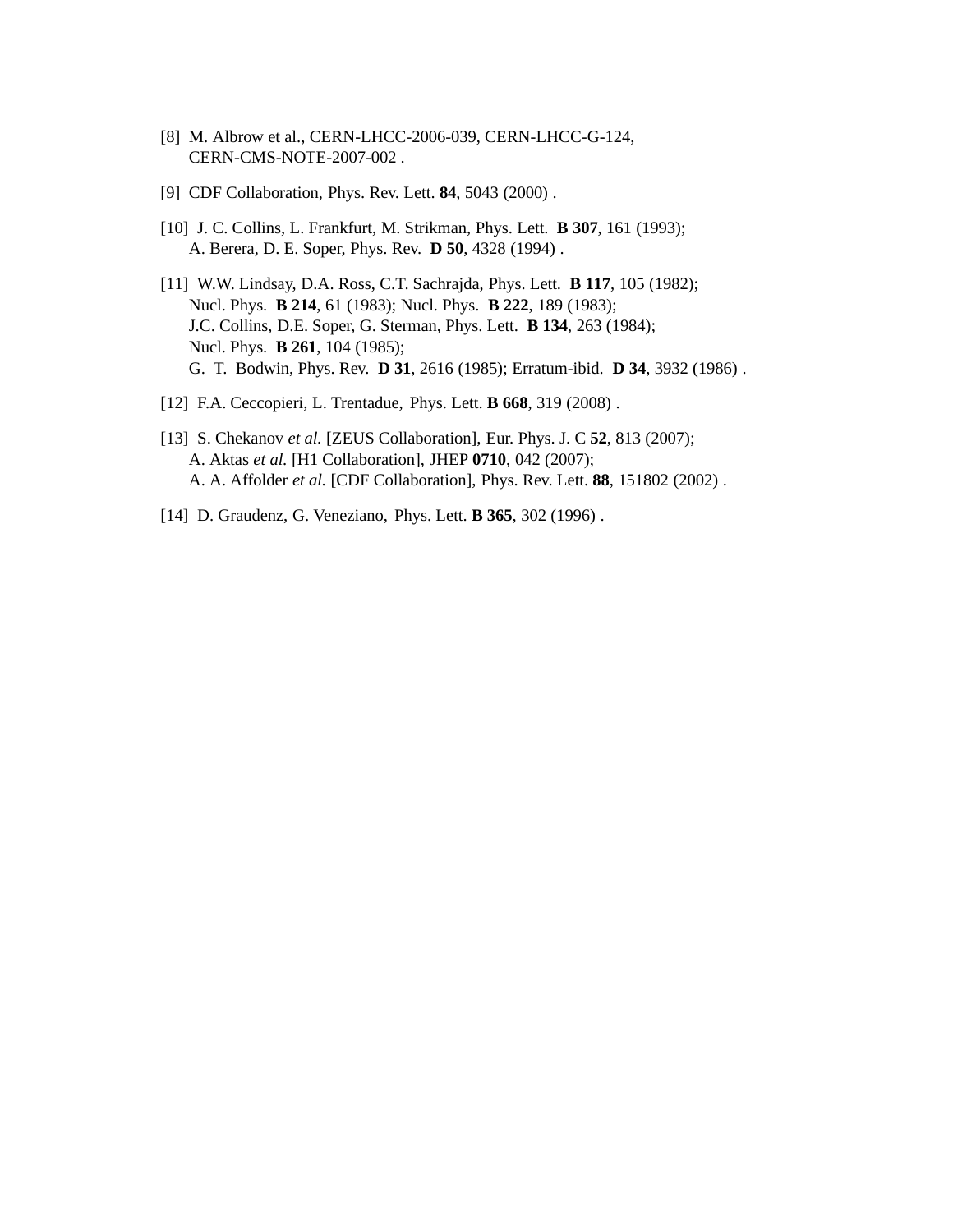[8] M. Albrow et al., CERN-LHCC-2006-039, CERN-LHCC-G-124, CERN-CMS-NOTE-2007-002 .

[9] CDF Collaboration, Phys. Rev. Lett. **84**, 5043 (2000) .

[10] J. C. Collins, L. Frankfurt, M. Strikman, Phys. Lett. **B 307**, 161 (1993); A. Berera, D. E. Soper, Phys. Rev. **D 50**, 4328 (1994) .

[11] W.W. Lindsay, D.A. Ross, C.T. Sachrajda, Phys. Lett. **B 117**, 105 (1982); Nucl. Phys. **B 214**, 61 (1983); Nucl. Phys. **B 222**, 189 (1983); J.C. Collins, D.E. Soper, G. Sterman, Phys. Lett. **B 134**, 263 (1984); Nucl. Phys. **B 261**, 104 (1985); G. T. Bodwin, Phys. Rev. **D 31**, 2616 (1985); Erratum-ibid. **D 34**, 3932 (1986) .

[12] F.A. Ceccopieri, L. Trentadue, Phys. Lett. **B 668**, 319 (2008) .

[13] S. Chekanov *et al.* [ZEUS Collaboration], Eur. Phys. J. C **52**, 813 (2007); A. Aktas *et al.* [H1 Collaboration], JHEP **0710**, 042 (2007); A. A. Affolder *et al.* [CDF Collaboration], Phys. Rev. Lett. **88**, 151802 (2002) .

[14] D. Graudenz, G. Veneziano, Phys. Lett. **B 365**, 302 (1996) .